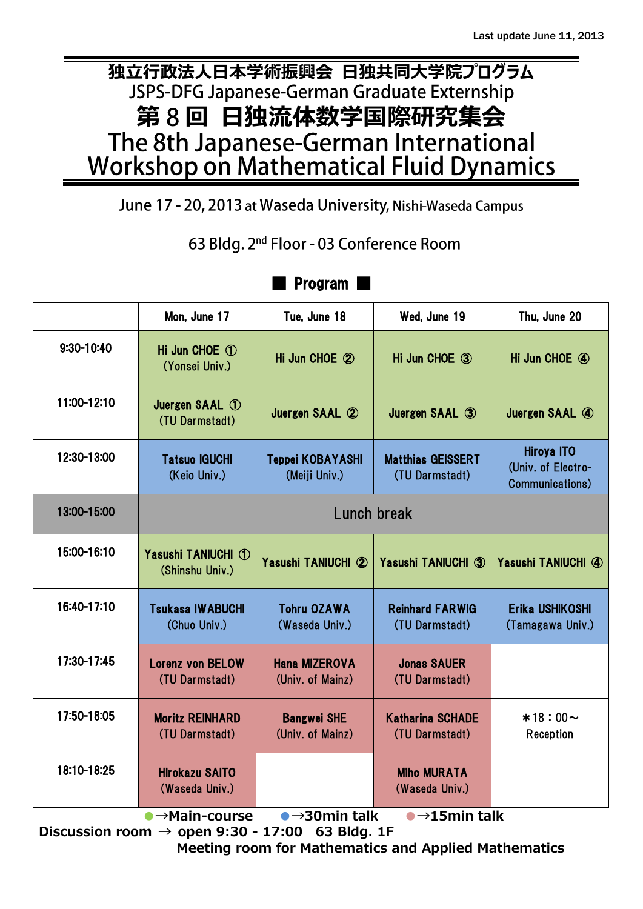Last update June 11, 2013

# 独立行政法人日本学術振興会 日独共同大学院プログラム
## JSPS-DFG Japanese-German Graduate Externship

# 第８回 日独流体数学国際研究集会
# The 8th Japanese-German International Workshop on Mathematical Fluid Dynamics

June 17 - 20, 2013 at Waseda University, Nishi-Waseda Campus

63 Bldg. 2nd Floor - 03 Conference Room

## ■ Program ■

| | Mon, June 17 | Tue, June 18 | Wed, June 19 | Thu, June 20 |
|---|---|---|---|---|
| 9:30-10:40 | Hi Jun CHOE ① (Yonsei Univ.) | Hi Jun CHOE ② | Hi Jun CHOE ③ | Hi Jun CHOE ④ |
| 11:00-12:10 | Juergen SAAL ① (TU Darmstadt) | Juergen SAAL ② | Juergen SAAL ③ | Juergen SAAL ④ |
| 12:30-13:00 | Tatsuo IGUCHI (Keio Univ.) | Teppei KOBAYASHI (Meiji Univ.) | Matthias GEISSERT (TU Darmstadt) | Hiroya ITO (Univ. of Electro-Communications) |
| 13:00-15:00 | Lunch break | | | |
| 15:00-16:10 | Yasushi TANIUCHI ① (Shinshu Univ.) | Yasushi TANIUCHI ② | Yasushi TANIUCHI ③ | Yasushi TANIUCHI ④ |
| 16:40-17:10 | Tsukasa IWABUCHI (Chuo Univ.) | Tohru OZAWA (Waseda Univ.) | Reinhard FARWIG (TU Darmstadt) | Erika USHIKOSHI (Tamagawa Univ.) |
| 17:30-17:45 | Lorenz von BELOW (TU Darmstadt) | Hana MIZEROVA (Univ. of Mainz) | Jonas SAUER (TU Darmstadt) | |
| 17:50-18:05 | Moritz REINHARD (TU Darmstadt) | Bangwei SHE (Univ. of Mainz) | Katharina SCHADE (TU Darmstadt) | ＊18：00～ Reception |
| 18:10-18:25 | Hirokazu SAITO (Waseda Univ.) | | Miho MURATA (Waseda Univ.) | |

● →Main-course　● →30min talk　● →15min talk

**Discussion room → open 9:30 - 17:00　63 Bldg. 1F**
**Meeting room for Mathematics and Applied Mathematics**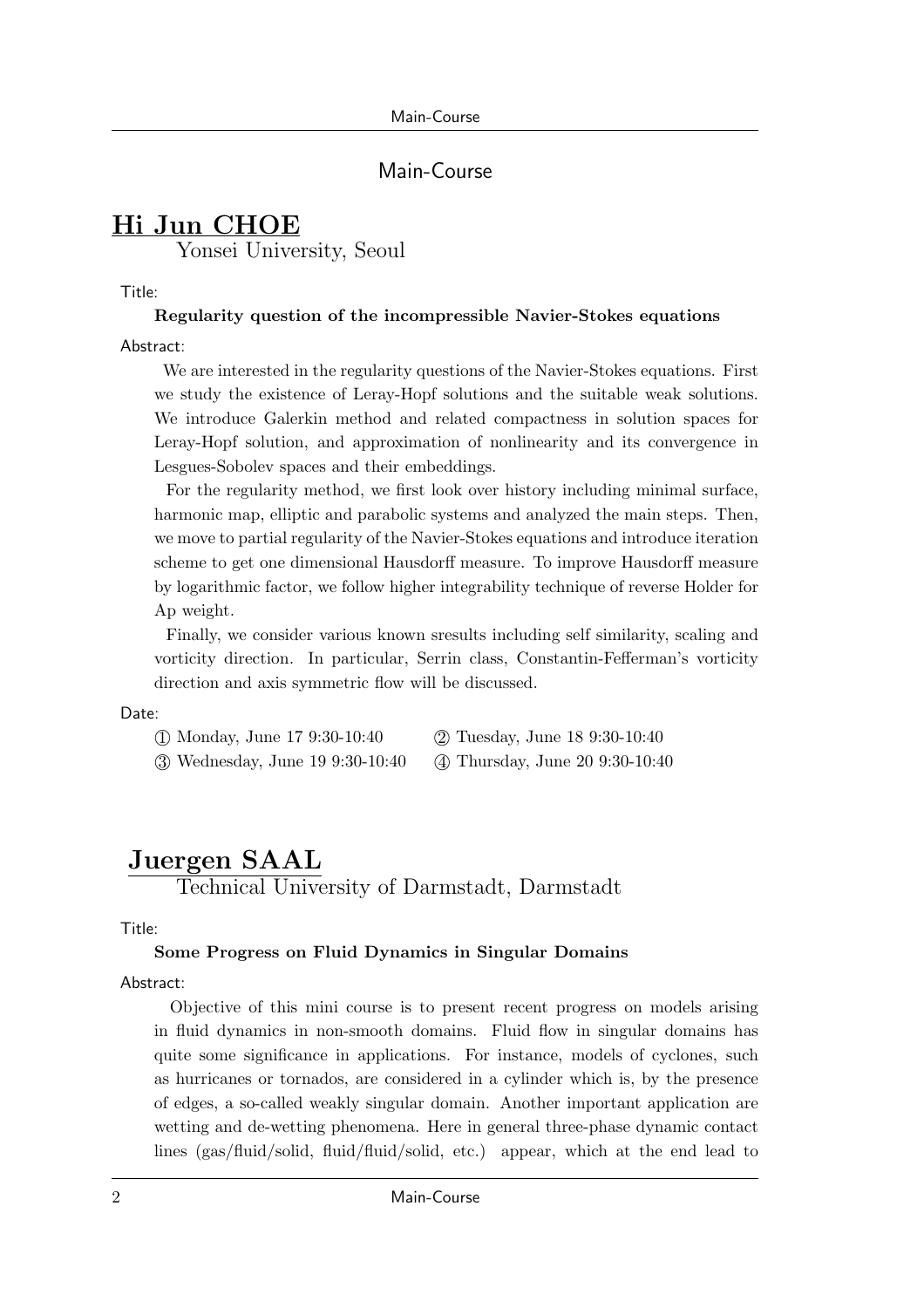## Main-Course

# Hi Jun CHOE

Yonsei University, Seoul

Title:

**Regularity question of the incompressible Navier-Stokes equations**

Abstract:

We are interested in the regularity questions of the Navier-Stokes equations. First we study the existence of Leray-Hopf solutions and the suitable weak solutions. We introduce Galerkin method and related compactness in solution spaces for Leray-Hopf solution, and approximation of nonlinearity and its convergence in Lesgues-Sobolev spaces and their embeddings.

For the regularity method, we first look over history including minimal surface, harmonic map, elliptic and parabolic systems and analyzed the main steps. Then, we move to partial regularity of the Navier-Stokes equations and introduce iteration scheme to get one dimensional Hausdorff measure. To improve Hausdorff measure by logarithmic factor, we follow higher integrability technique of reverse Holder for Ap weight.

Finally, we consider various known sresults including self similarity, scaling and vorticity direction. In particular, Serrin class, Constantin-Fefferman's vorticity direction and axis symmetric flow will be discussed.

Date:

① Monday, June 17 9:30-10:40 ② Tuesday, June 18 9:30-10:40

③ Wednesday, June 19 9:30-10:40 ④ Thursday, June 20 9:30-10:40

# Juergen SAAL

Technical University of Darmstadt, Darmstadt

Title:

**Some Progress on Fluid Dynamics in Singular Domains**

Abstract:

Objective of this mini course is to present recent progress on models arising in fluid dynamics in non-smooth domains. Fluid flow in singular domains has quite some significance in applications. For instance, models of cyclones, such as hurricanes or tornados, are considered in a cylinder which is, by the presence of edges, a so-called weakly singular domain. Another important application are wetting and de-wetting phenomena. Here in general three-phase dynamic contact lines (gas/fluid/solid, fluid/fluid/solid, etc.) appear, which at the end lead to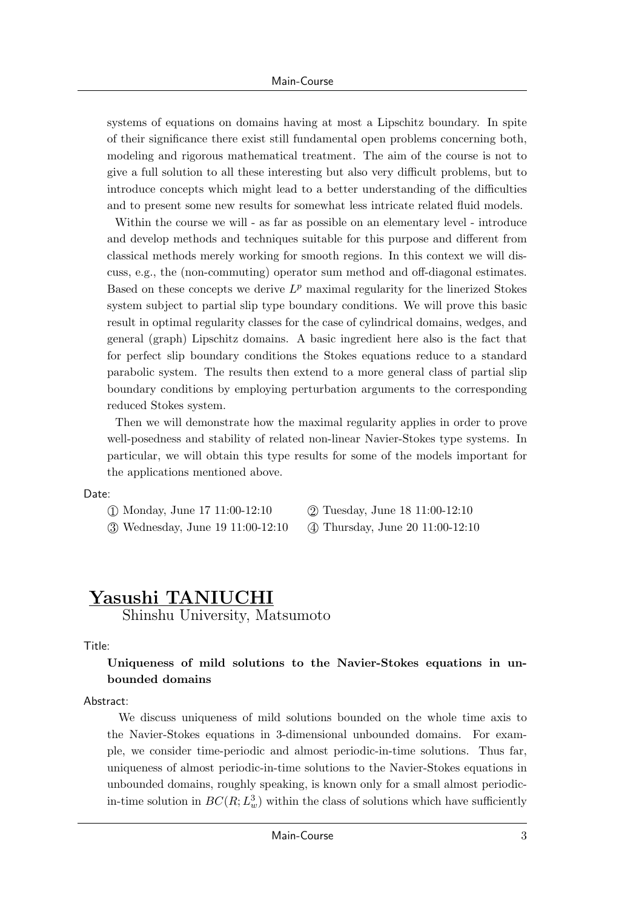systems of equations on domains having at most a Lipschitz boundary. In spite of their significance there exist still fundamental open problems concerning both, modeling and rigorous mathematical treatment. The aim of the course is not to give a full solution to all these interesting but also very difficult problems, but to introduce concepts which might lead to a better understanding of the difficulties and to present some new results for somewhat less intricate related fluid models.

Within the course we will - as far as possible on an elementary level - introduce and develop methods and techniques suitable for this purpose and different from classical methods merely working for smooth regions. In this context we will discuss, e.g., the (non-commuting) operator sum method and off-diagonal estimates. Based on these concepts we derive $L^p$ maximal regularity for the linerized Stokes system subject to partial slip type boundary conditions. We will prove this basic result in optimal regularity classes for the case of cylindrical domains, wedges, and general (graph) Lipschitz domains. A basic ingredient here also is the fact that for perfect slip boundary conditions the Stokes equations reduce to a standard parabolic system. The results then extend to a more general class of partial slip boundary conditions by employing perturbation arguments to the corresponding reduced Stokes system.

Then we will demonstrate how the maximal regularity applies in order to prove well-posedness and stability of related non-linear Navier-Stokes type systems. In particular, we will obtain this type results for some of the models important for the applications mentioned above.

Date:

① Monday, June 17 11:00-12:10 ② Tuesday, June 18 11:00-12:10
③ Wednesday, June 19 11:00-12:10 ④ Thursday, June 20 11:00-12:10

## Yasushi TANIUCHI

Shinshu University, Matsumoto

Title:

**Uniqueness of mild solutions to the Navier-Stokes equations in unbounded domains**

Abstract:

We discuss uniqueness of mild solutions bounded on the whole time axis to the Navier-Stokes equations in 3-dimensional unbounded domains. For example, we consider time-periodic and almost periodic-in-time solutions. Thus far, uniqueness of almost periodic-in-time solutions to the Navier-Stokes equations in unbounded domains, roughly speaking, is known only for a small almost periodic-in-time solution in $BC(R; L^3_w)$ within the class of solutions which have sufficiently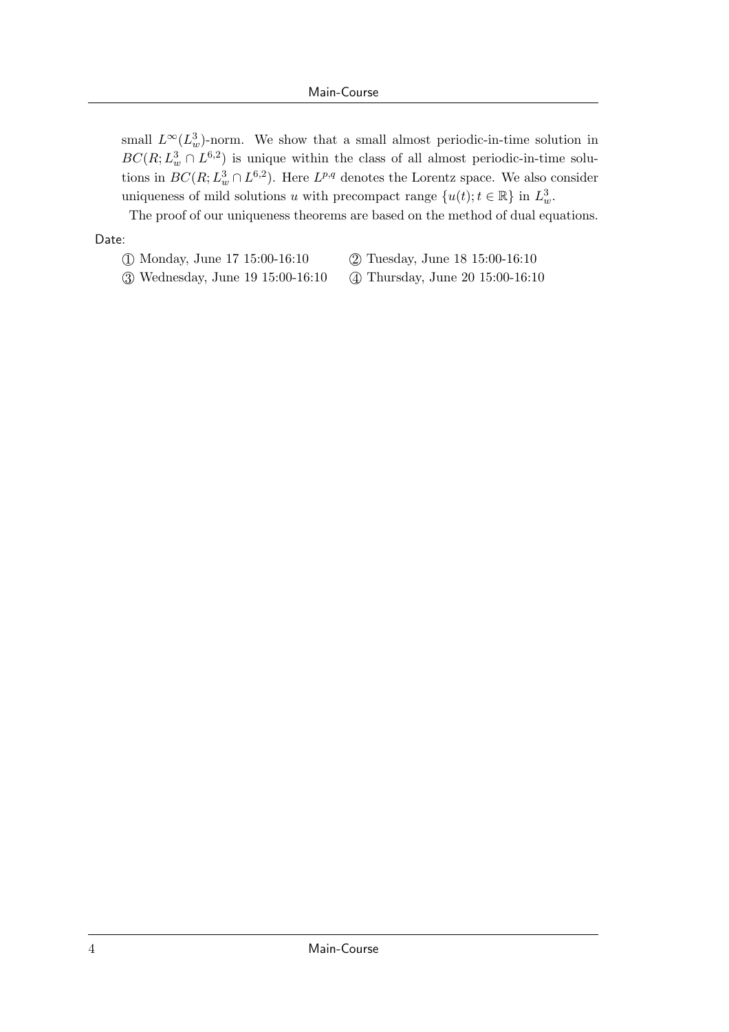small $L^\infty(L^3_w)$-norm. We show that a small almost periodic-in-time solution in $BC(R; L^3_w \cap L^{6,2})$ is unique within the class of all almost periodic-in-time solutions in $BC(R; L^3_w \cap L^{6,2})$. Here $L^{p,q}$ denotes the Lorentz space. We also consider uniqueness of mild solutions $u$ with precompact range $\{u(t); t \in \mathbb{R}\}$ in $L^3_w$.

The proof of our uniqueness theorems are based on the method of dual equations.

Date:

① Monday, June 17 15:00-16:10 ② Tuesday, June 18 15:00-16:10

③ Wednesday, June 19 15:00-16:10 ④ Thursday, June 20 15:00-16:10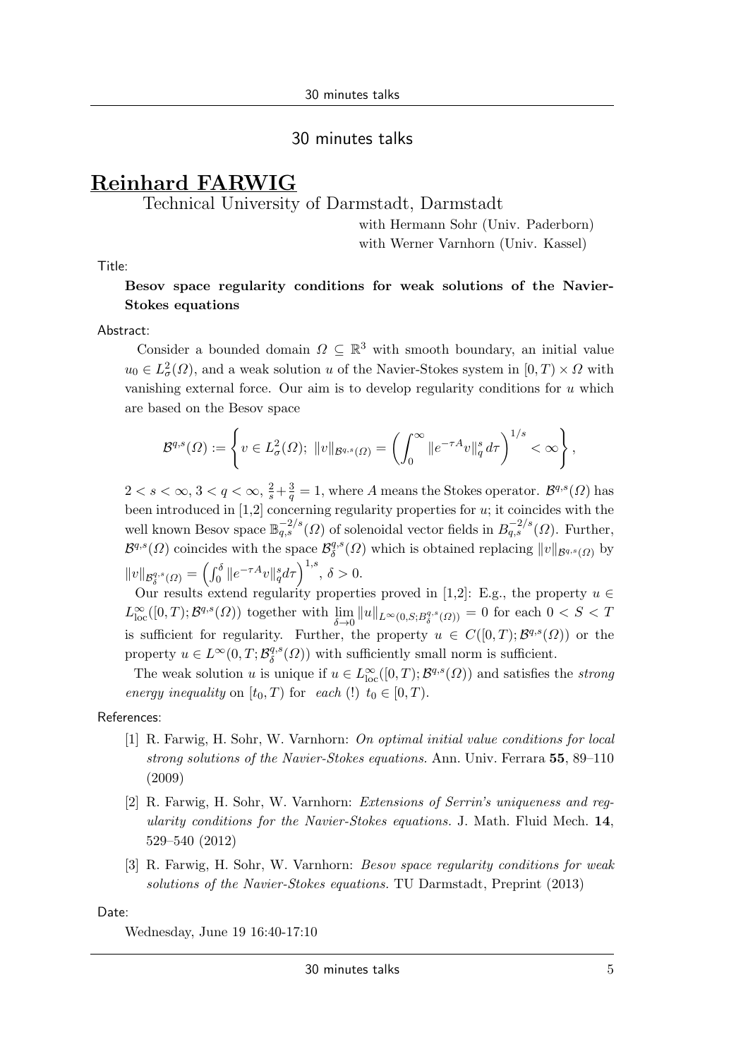## 30 minutes talks

# Reinhard FARWIG

Technical University of Darmstadt, Darmstadt

with Hermann Sohr (Univ. Paderborn)
with Werner Varnhorn (Univ. Kassel)

Title:

**Besov space regularity conditions for weak solutions of the Navier-Stokes equations**

Abstract:

Consider a bounded domain $\Omega \subseteq \mathbb{R}^3$ with smooth boundary, an initial value $u_0 \in L^2_\sigma(\Omega)$, and a weak solution $u$ of the Navier-Stokes system in $[0,T) \times \Omega$ with vanishing external force. Our aim is to develop regularity conditions for $u$ which are based on the Besov space

$$\mathcal{B}^{q,s}(\Omega) := \left\{ v \in L^2_\sigma(\Omega);\ \|v\|_{\mathcal{B}^{q,s}(\Omega)} = \left( \int_0^\infty \|e^{-\tau A} v\|_q^s \, d\tau \right)^{1/s} < \infty \right\},$$

$2 < s < \infty$, $3 < q < \infty$, $\frac{2}{s} + \frac{3}{q} = 1$, where $A$ means the Stokes operator. $\mathcal{B}^{q,s}(\Omega)$ has been introduced in [1,2] concerning regularity properties for $u$; it coincides with the well known Besov space $\mathbb{B}^{-2/s}_{q,s}(\Omega)$ of solenoidal vector fields in $B^{-2/s}_{q,s}(\Omega)$. Further, $\mathcal{B}^{q,s}(\Omega)$ coincides with the space $\mathcal{B}^{q,s}_\delta(\Omega)$ which is obtained replacing $\|v\|_{\mathcal{B}^{q,s}(\Omega)}$ by $\|v\|_{\mathcal{B}^{q,s}_\delta(\Omega)} = \left( \int_0^\delta \|e^{-\tau A} v\|_q^s d\tau \right)^{1,s}$, $\delta > 0$.

Our results extend regularity properties proved in [1,2]: E.g., the property $u \in L^\infty_{\mathrm{loc}}([0,T); \mathcal{B}^{q,s}(\Omega))$ together with $\lim_{\delta \to 0} \|u\|_{L^\infty(0,S; B^{q,s}_\delta(\Omega))} = 0$ for each $0 < S < T$ is sufficient for regularity. Further, the property $u \in C([0,T); \mathcal{B}^{q,s}(\Omega))$ or the property $u \in L^\infty(0,T; \mathcal{B}^{q,s}_\delta(\Omega))$ with sufficiently small norm is sufficient.

The weak solution $u$ is unique if $u \in L^\infty_{\mathrm{loc}}([0,T); \mathcal{B}^{q,s}(\Omega))$ and satisfies the *strong energy inequality* on $[t_0, T)$ for *each* (!) $t_0 \in [0,T)$.

References:

[1] R. Farwig, H. Sohr, W. Varnhorn: *On optimal initial value conditions for local strong solutions of the Navier-Stokes equations.* Ann. Univ. Ferrara **55**, 89–110 (2009)

[2] R. Farwig, H. Sohr, W. Varnhorn: *Extensions of Serrin's uniqueness and regularity conditions for the Navier-Stokes equations.* J. Math. Fluid Mech. **14**, 529–540 (2012)

[3] R. Farwig, H. Sohr, W. Varnhorn: *Besov space regularity conditions for weak solutions of the Navier-Stokes equations.* TU Darmstadt, Preprint (2013)

Date:

Wednesday, June 19 16:40-17:10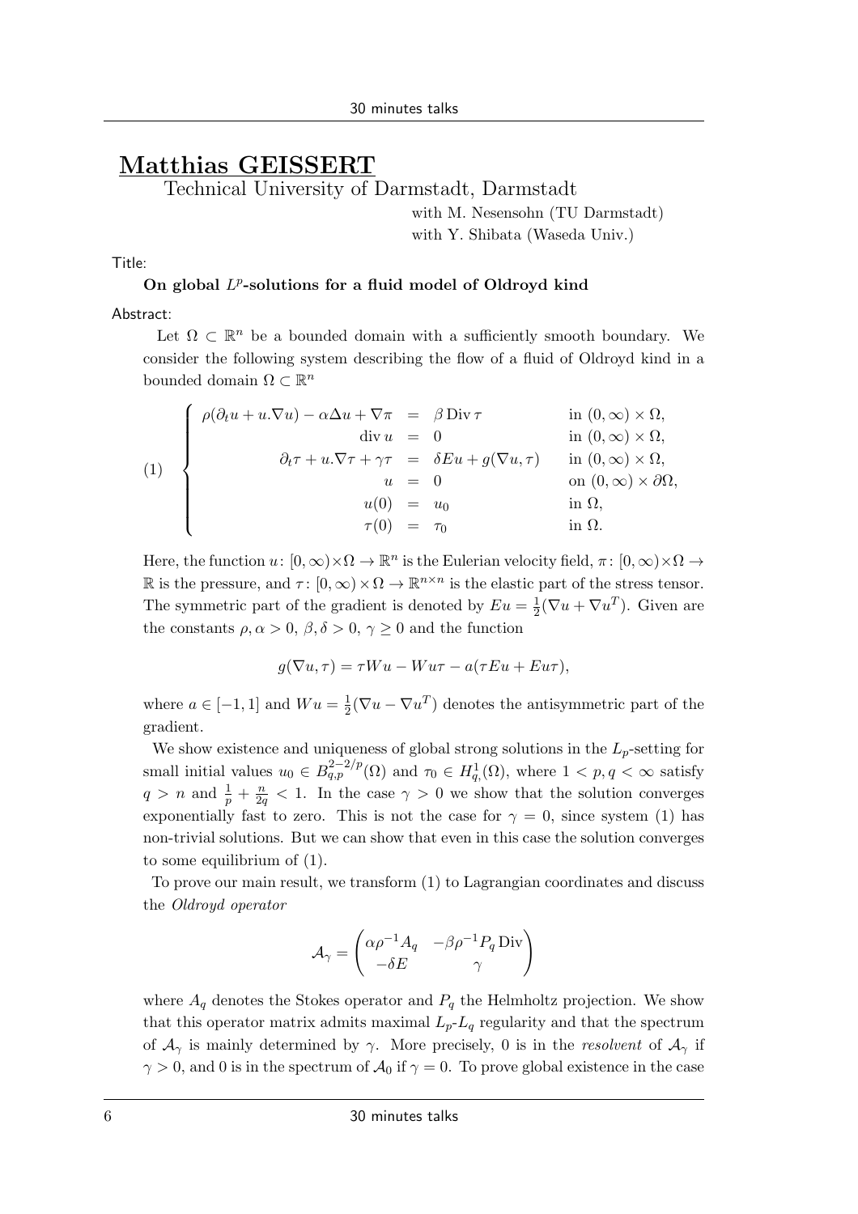## Matthias GEISSERT

Technical University of Darmstadt, Darmstadt

with M. Nesensohn (TU Darmstadt)
with Y. Shibata (Waseda Univ.)

Title:

**On global $L^p$-solutions for a fluid model of Oldroyd kind**

Abstract:

Let $\Omega \subset \mathbb{R}^n$ be a bounded domain with a sufficiently smooth boundary. We consider the following system describing the flow of a fluid of Oldroyd kind in a bounded domain $\Omega \subset \mathbb{R}^n$

$$
(1) \quad \left\{
\begin{array}{rcll}
\rho(\partial_t u + u.\nabla u) - \alpha\Delta u + \nabla\pi & = & \beta \operatorname{Div} \tau & \text{in } (0,\infty)\times\Omega, \\
\operatorname{div} u & = & 0 & \text{in } (0,\infty)\times\Omega, \\
\partial_t \tau + u.\nabla\tau + \gamma\tau & = & \delta E u + g(\nabla u, \tau) & \text{in } (0,\infty)\times\Omega, \\
u & = & 0 & \text{on } (0,\infty)\times\partial\Omega, \\
u(0) & = & u_0 & \text{in } \Omega, \\
\tau(0) & = & \tau_0 & \text{in } \Omega.
\end{array}
\right.
$$

Here, the function $u\colon [0,\infty)\times\Omega \to \mathbb{R}^n$ is the Eulerian velocity field, $\pi\colon [0,\infty)\times\Omega \to \mathbb{R}$ is the pressure, and $\tau\colon [0,\infty)\times\Omega \to \mathbb{R}^{n\times n}$ is the elastic part of the stress tensor. The symmetric part of the gradient is denoted by $Eu = \frac{1}{2}(\nabla u + \nabla u^T)$. Given are the constants $\rho, \alpha > 0$, $\beta, \delta > 0$, $\gamma \geq 0$ and the function

$$
g(\nabla u, \tau) = \tau W u - W u \tau - a(\tau E u + E u \tau),
$$

where $a \in [-1,1]$ and $Wu = \frac{1}{2}(\nabla u - \nabla u^T)$ denotes the antisymmetric part of the gradient.

We show existence and uniqueness of global strong solutions in the $L_p$-setting for small initial values $u_0 \in B^{2-2/p}_{q,p}(\Omega)$ and $\tau_0 \in H^1_{q,}(\Omega)$, where $1 < p, q < \infty$ satisfy $q > n$ and $\frac{1}{p} + \frac{n}{2q} < 1$. In the case $\gamma > 0$ we show that the solution converges exponentially fast to zero. This is not the case for $\gamma = 0$, since system (1) has non-trivial solutions. But we can show that even in this case the solution converges to some equilibrium of (1).

To prove our main result, we transform (1) to Lagrangian coordinates and discuss the *Oldroyd operator*

$$
\mathcal{A}_\gamma = \begin{pmatrix} \alpha\rho^{-1} A_q & -\beta\rho^{-1} P_q \operatorname{Div} \\ -\delta E & \gamma \end{pmatrix}
$$

where $A_q$ denotes the Stokes operator and $P_q$ the Helmholtz projection. We show that this operator matrix admits maximal $L_p$-$L_q$ regularity and that the spectrum of $\mathcal{A}_\gamma$ is mainly determined by $\gamma$. More precisely, 0 is in the *resolvent* of $\mathcal{A}_\gamma$ if $\gamma > 0$, and 0 is in the spectrum of $\mathcal{A}_0$ if $\gamma = 0$. To prove global existence in the case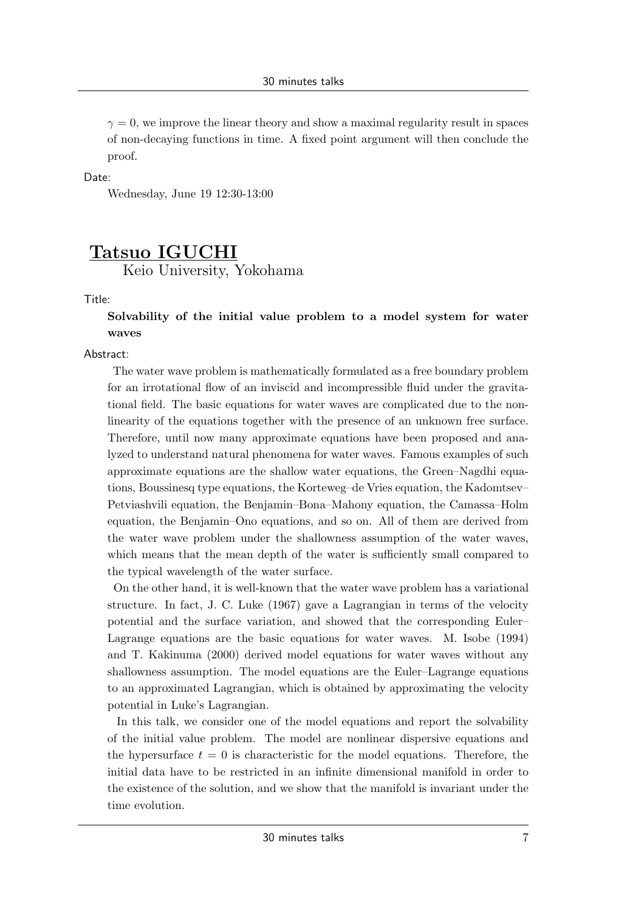$\gamma = 0$, we improve the linear theory and show a maximal regularity result in spaces of non-decaying functions in time. A fixed point argument will then conclude the proof.

Date:

Wednesday, June 19 12:30-13:00

## Tatsuo IGUCHI

Keio University, Yokohama

Title:

**Solvability of the initial value problem to a model system for water waves**

Abstract:

The water wave problem is mathematically formulated as a free boundary problem for an irrotational flow of an inviscid and incompressible fluid under the gravitational field. The basic equations for water waves are complicated due to the nonlinearity of the equations together with the presence of an unknown free surface. Therefore, until now many approximate equations have been proposed and analyzed to understand natural phenomena for water waves. Famous examples of such approximate equations are the shallow water equations, the Green–Nagdhi equations, Boussinesq type equations, the Korteweg–de Vries equation, the Kadomtsev–Petviashvili equation, the Benjamin–Bona–Mahony equation, the Camassa–Holm equation, the Benjamin–Ono equations, and so on. All of them are derived from the water wave problem under the shallowness assumption of the water waves, which means that the mean depth of the water is sufficiently small compared to the typical wavelength of the water surface.

On the other hand, it is well-known that the water wave problem has a variational structure. In fact, J. C. Luke (1967) gave a Lagrangian in terms of the velocity potential and the surface variation, and showed that the corresponding Euler–Lagrange equations are the basic equations for water waves. M. Isobe (1994) and T. Kakinuma (2000) derived model equations for water waves without any shallowness assumption. The model equations are the Euler–Lagrange equations to an approximated Lagrangian, which is obtained by approximating the velocity potential in Luke's Lagrangian.

In this talk, we consider one of the model equations and report the solvability of the initial value problem. The model are nonlinear dispersive equations and the hypersurface $t = 0$ is characteristic for the model equations. Therefore, the initial data have to be restricted in an infinite dimensional manifold in order to the existence of the solution, and we show that the manifold is invariant under the time evolution.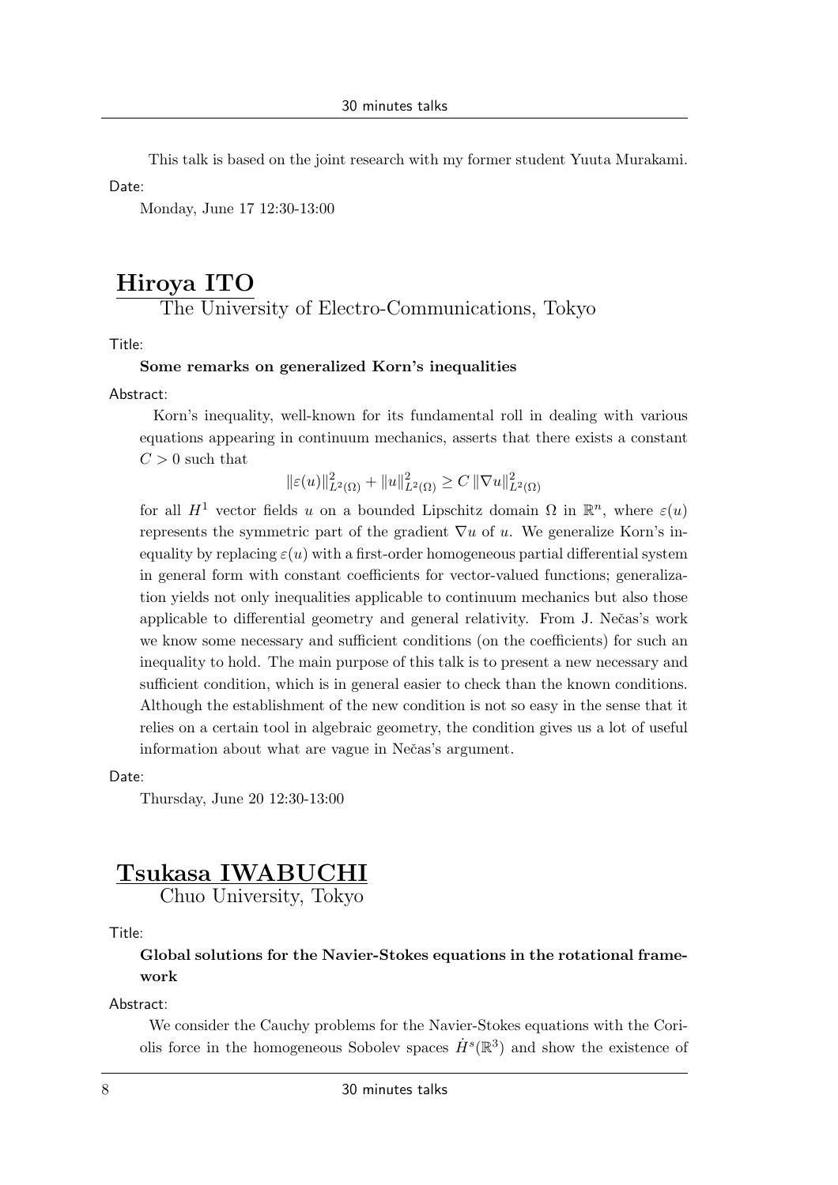This talk is based on the joint research with my former student Yuuta Murakami.

Date:

Monday, June 17 12:30-13:00

## Hiroya ITO

The University of Electro-Communications, Tokyo

Title:

**Some remarks on generalized Korn's inequalities**

Abstract:

Korn's inequality, well-known for its fundamental roll in dealing with various equations appearing in continuum mechanics, asserts that there exists a constant $C > 0$ such that

$$\|\varepsilon(u)\|^2_{L^2(\Omega)} + \|u\|^2_{L^2(\Omega)} \geq C \, \|\nabla u\|^2_{L^2(\Omega)}$$

for all $H^1$ vector fields $u$ on a bounded Lipschitz domain $\Omega$ in $\mathbb{R}^n$, where $\varepsilon(u)$ represents the symmetric part of the gradient $\nabla u$ of $u$. We generalize Korn's inequality by replacing $\varepsilon(u)$ with a first-order homogeneous partial differential system in general form with constant coefficients for vector-valued functions; generalization yields not only inequalities applicable to continuum mechanics but also those applicable to differential geometry and general relativity. From J. Nečas's work we know some necessary and sufficient conditions (on the coefficients) for such an inequality to hold. The main purpose of this talk is to present a new necessary and sufficient condition, which is in general easier to check than the known conditions. Although the establishment of the new condition is not so easy in the sense that it relies on a certain tool in algebraic geometry, the condition gives us a lot of useful information about what are vague in Nečas's argument.

Date:

Thursday, June 20 12:30-13:00

## Tsukasa IWABUCHI

Chuo University, Tokyo

Title:

**Global solutions for the Navier-Stokes equations in the rotational framework**

Abstract:

We consider the Cauchy problems for the Navier-Stokes equations with the Coriolis force in the homogeneous Sobolev spaces $\dot{H}^s(\mathbb{R}^3)$ and show the existence of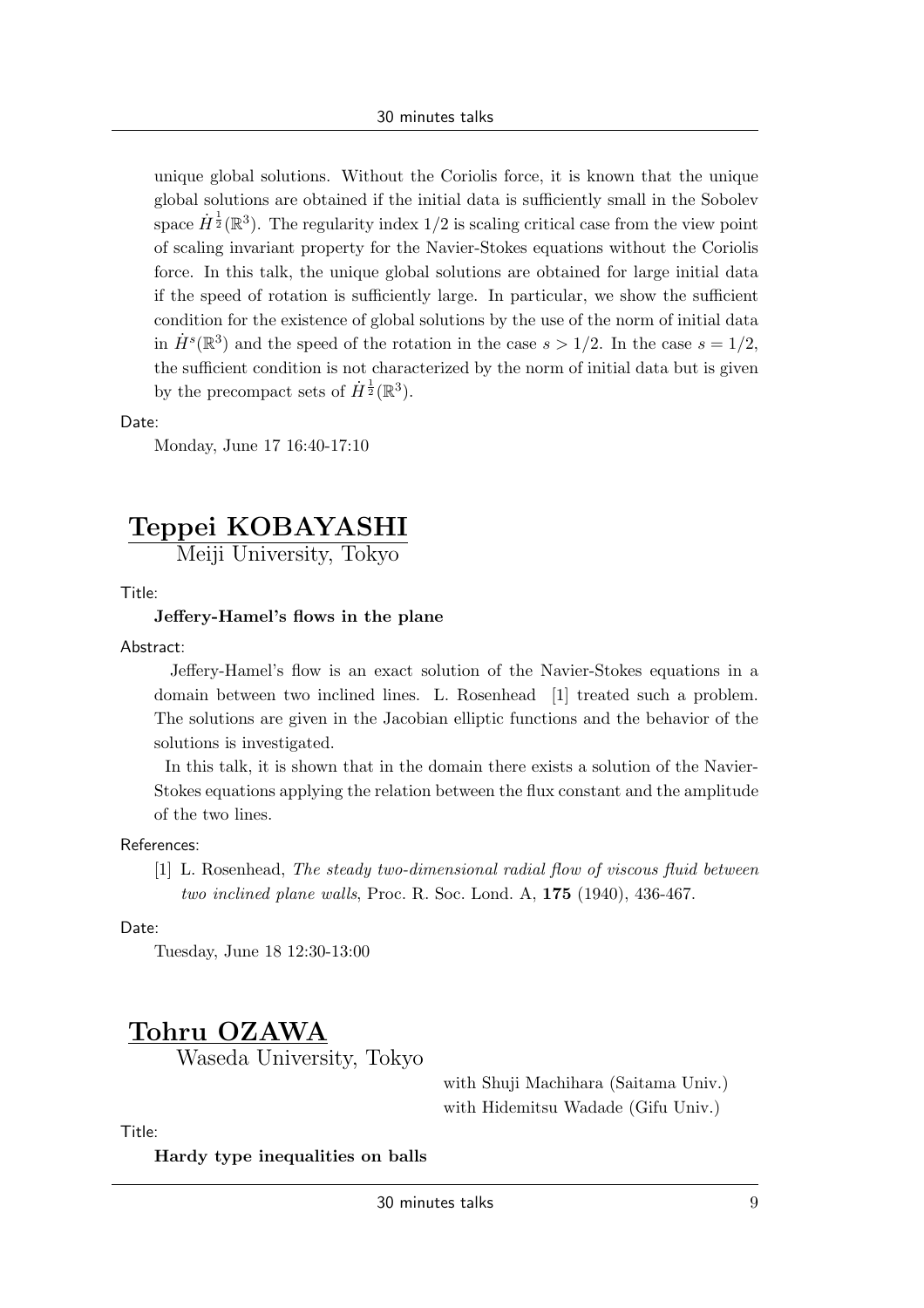unique global solutions. Without the Coriolis force, it is known that the unique global solutions are obtained if the initial data is sufficiently small in the Sobolev space $\dot{H}^{\frac{1}{2}}(\mathbb{R}^3)$. The regularity index $1/2$ is scaling critical case from the view point of scaling invariant property for the Navier-Stokes equations without the Coriolis force. In this talk, the unique global solutions are obtained for large initial data if the speed of rotation is sufficiently large. In particular, we show the sufficient condition for the existence of global solutions by the use of the norm of initial data in $\dot{H}^s(\mathbb{R}^3)$ and the speed of the rotation in the case $s > 1/2$. In the case $s = 1/2$, the sufficient condition is not characterized by the norm of initial data but is given by the precompact sets of $\dot{H}^{\frac{1}{2}}(\mathbb{R}^3)$.

Date:

Monday, June 17 16:40-17:10

## Teppei KOBAYASHI

Meiji University, Tokyo

Title:

**Jeffery-Hamel's flows in the plane**

Abstract:

Jeffery-Hamel's flow is an exact solution of the Navier-Stokes equations in a domain between two inclined lines. L. Rosenhead [1] treated such a problem. The solutions are given in the Jacobian elliptic functions and the behavior of the solutions is investigated.

In this talk, it is shown that in the domain there exists a solution of the Navier-Stokes equations applying the relation between the flux constant and the amplitude of the two lines.

References:

[1] L. Rosenhead, *The steady two-dimensional radial flow of viscous fluid between two inclined plane walls*, Proc. R. Soc. Lond. A, **175** (1940), 436-467.

Date:

Tuesday, June 18 12:30-13:00

## Tohru OZAWA

Waseda University, Tokyo

with Shuji Machihara (Saitama Univ.)
with Hidemitsu Wadade (Gifu Univ.)

Title:

**Hardy type inequalities on balls**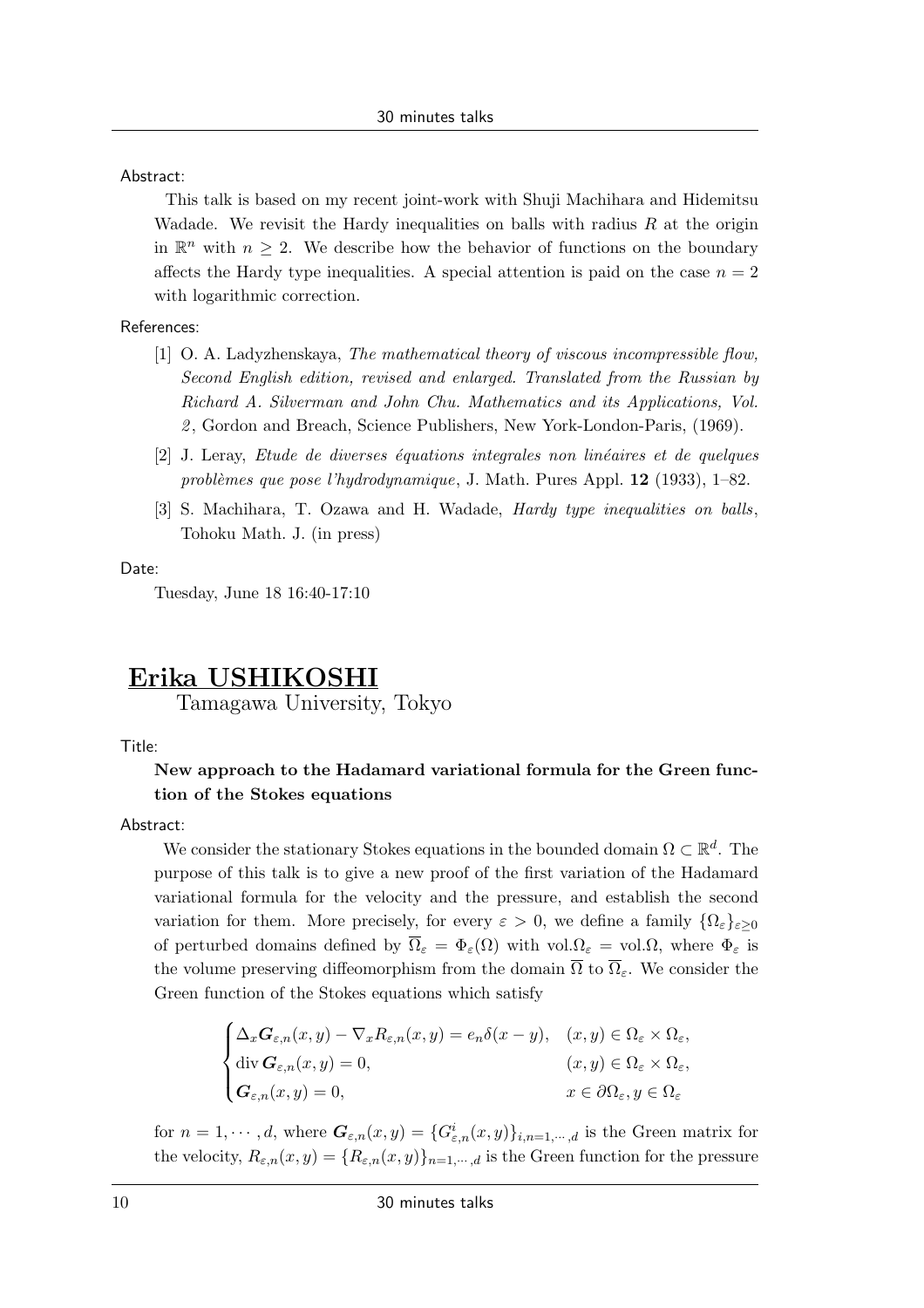Abstract:

This talk is based on my recent joint-work with Shuji Machihara and Hidemitsu Wadade. We revisit the Hardy inequalities on balls with radius $R$ at the origin in $\mathbb{R}^n$ with $n \geq 2$. We describe how the behavior of functions on the boundary affects the Hardy type inequalities. A special attention is paid on the case $n = 2$ with logarithmic correction.

References:

[1] O. A. Ladyzhenskaya, *The mathematical theory of viscous incompressible flow, Second English edition, revised and enlarged. Translated from the Russian by Richard A. Silverman and John Chu. Mathematics and its Applications, Vol. 2*, Gordon and Breach, Science Publishers, New York-London-Paris, (1969).

[2] J. Leray, *Etude de diverses équations integrales non linéaires et de quelques problèmes que pose l'hydrodynamique*, J. Math. Pures Appl. **12** (1933), 1–82.

[3] S. Machihara, T. Ozawa and H. Wadade, *Hardy type inequalities on balls*, Tohoku Math. J. (in press)

Date:

Tuesday, June 18 16:40-17:10

## Erika USHIKOSHI

Tamagawa University, Tokyo

Title:

**New approach to the Hadamard variational formula for the Green function of the Stokes equations**

Abstract:

We consider the stationary Stokes equations in the bounded domain $\Omega \subset \mathbb{R}^d$. The purpose of this talk is to give a new proof of the first variation of the Hadamard variational formula for the velocity and the pressure, and establish the second variation for them. More precisely, for every $\varepsilon > 0$, we define a family $\{\Omega_\varepsilon\}_{\varepsilon \geq 0}$ of perturbed domains defined by $\overline{\Omega}_\varepsilon = \Phi_\varepsilon(\Omega)$ with vol.$\Omega_\varepsilon$ = vol.$\Omega$, where $\Phi_\varepsilon$ is the volume preserving diffeomorphism from the domain $\overline{\Omega}$ to $\overline{\Omega}_\varepsilon$. We consider the Green function of the Stokes equations which satisfy

$$
\begin{cases}
\Delta_x \boldsymbol{G}_{\varepsilon,n}(x,y) - \nabla_x R_{\varepsilon,n}(x,y) = e_n \delta(x-y), & (x,y) \in \Omega_\varepsilon \times \Omega_\varepsilon, \\
\operatorname{div} \boldsymbol{G}_{\varepsilon,n}(x,y) = 0, & (x,y) \in \Omega_\varepsilon \times \Omega_\varepsilon, \\
\boldsymbol{G}_{\varepsilon,n}(x,y) = 0, & x \in \partial\Omega_\varepsilon, y \in \Omega_\varepsilon
\end{cases}
$$

for $n = 1, \cdots, d$, where $\boldsymbol{G}_{\varepsilon,n}(x,y) = \{G^i_{\varepsilon,n}(x,y)\}_{i,n=1,\cdots,d}$ is the Green matrix for the velocity, $R_{\varepsilon,n}(x,y) = \{R_{\varepsilon,n}(x,y)\}_{n=1,\cdots,d}$ is the Green function for the pressure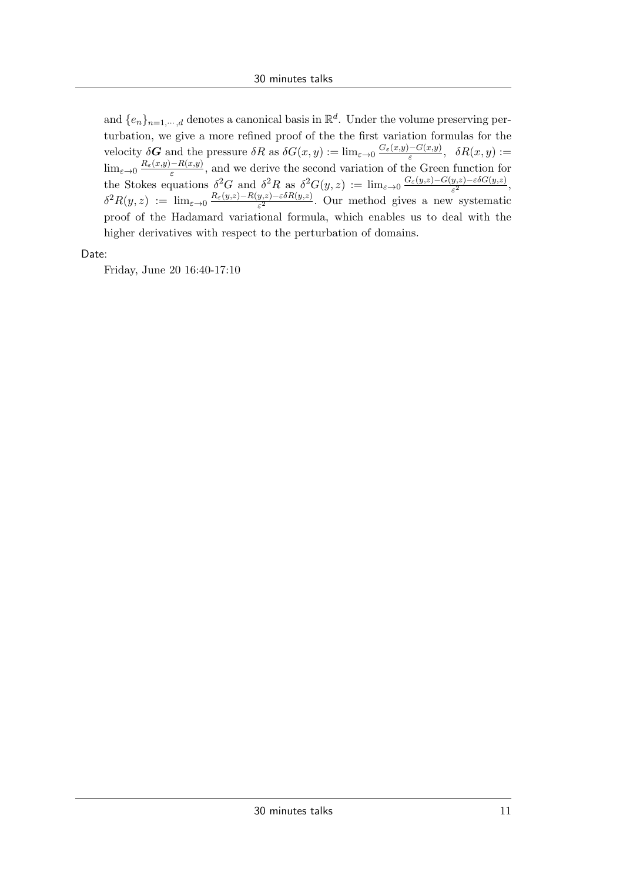and $\{e_n\}_{n=1,\cdots,d}$ denotes a canonical basis in $\mathbb{R}^d$. Under the volume preserving perturbation, we give a more refined proof of the the first variation formulas for the velocity $\delta \boldsymbol{G}$ and the pressure $\delta R$ as $\delta G(x,y) := \lim_{\varepsilon\to 0} \frac{G_\varepsilon(x,y)-G(x,y)}{\varepsilon}$, $\delta R(x,y) := \lim_{\varepsilon\to 0} \frac{R_\varepsilon(x,y)-R(x,y)}{\varepsilon}$, and we derive the second variation of the Green function for the Stokes equations $\delta^2 G$ and $\delta^2 R$ as $\delta^2 G(y,z) := \lim_{\varepsilon\to 0} \frac{G_\varepsilon(y,z)-G(y,z)-\varepsilon\delta G(y,z)}{\varepsilon^2}$, $\delta^2 R(y,z) := \lim_{\varepsilon\to 0} \frac{R_\varepsilon(y,z)-R(y,z)-\varepsilon\delta R(y,z)}{\varepsilon^2}$. Our method gives a new systematic proof of the Hadamard variational formula, which enables us to deal with the higher derivatives with respect to the perturbation of domains.

Date:

Friday, June 20 16:40-17:10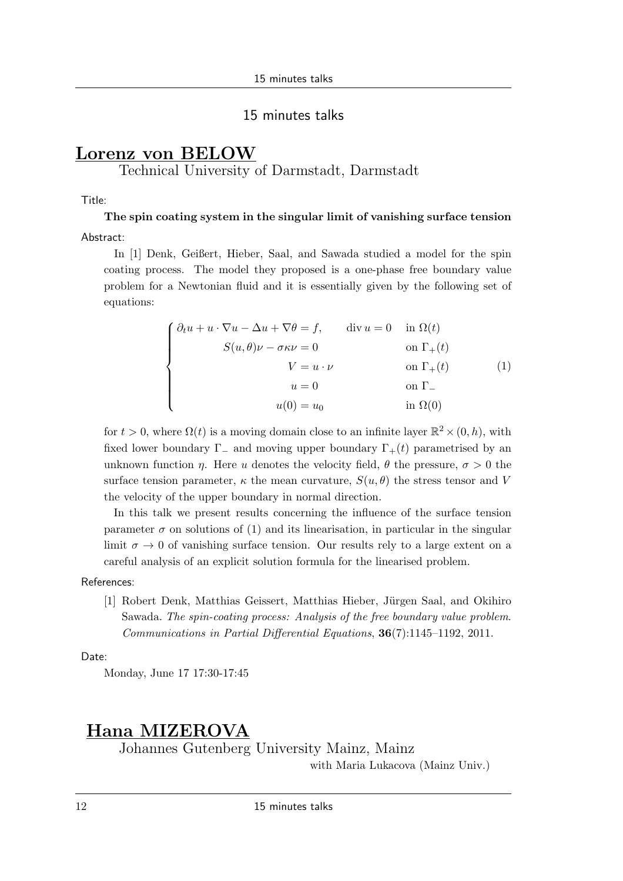# 15 minutes talks

## Lorenz von BELOW

Technical University of Darmstadt, Darmstadt

Title:

**The spin coating system in the singular limit of vanishing surface tension**

Abstract:

In [1] Denk, Geißert, Hieber, Saal, and Sawada studied a model for the spin coating process. The model they proposed is a one-phase free boundary value problem for a Newtonian fluid and it is essentially given by the following set of equations:

$$\begin{cases} \partial_t u + u \cdot \nabla u - \Delta u + \nabla \theta = f, & \operatorname{div} u = 0 \quad \text{in } \Omega(t) \\ S(u,\theta)\nu - \sigma\kappa\nu = 0 & \text{on } \Gamma_+(t) \\ V = u \cdot \nu & \text{on } \Gamma_+(t) \\ u = 0 & \text{on } \Gamma_- \\ u(0) = u_0 & \text{in } \Omega(0) \end{cases} \tag{1}$$

for $t > 0$, where $\Omega(t)$ is a moving domain close to an infinite layer $\mathbb{R}^2 \times (0, h)$, with fixed lower boundary $\Gamma_-$ and moving upper boundary $\Gamma_+(t)$ parametrised by an unknown function $\eta$. Here $u$ denotes the velocity field, $\theta$ the pressure, $\sigma > 0$ the surface tension parameter, $\kappa$ the mean curvature, $S(u, \theta)$ the stress tensor and $V$ the velocity of the upper boundary in normal direction.

In this talk we present results concerning the influence of the surface tension parameter $\sigma$ on solutions of (1) and its linearisation, in particular in the singular limit $\sigma \to 0$ of vanishing surface tension. Our results rely to a large extent on a careful analysis of an explicit solution formula for the linearised problem.

References:

[1] Robert Denk, Matthias Geissert, Matthias Hieber, Jürgen Saal, and Okihiro Sawada. *The spin-coating process: Analysis of the free boundary value problem*. *Communications in Partial Differential Equations*, **36**(7):1145–1192, 2011.

Date:

Monday, June 17 17:30-17:45

## Hana MIZEROVA

Johannes Gutenberg University Mainz, Mainz

with Maria Lukacova (Mainz Univ.)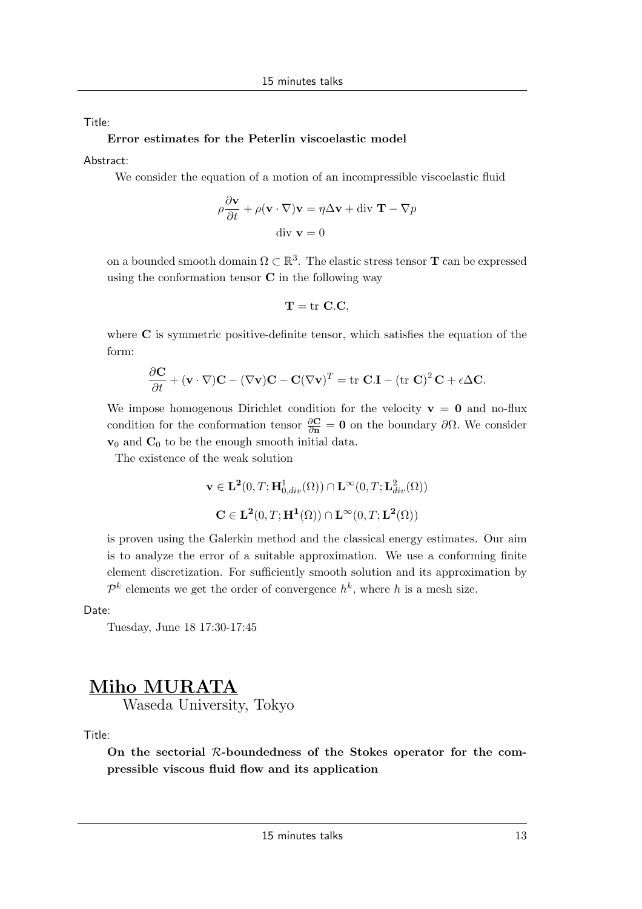Title:

**Error estimates for the Peterlin viscoelastic model**

Abstract:

We consider the equation of a motion of an incompressible viscoelastic fluid

$$\rho \frac{\partial \mathbf{v}}{\partial t} + \rho(\mathbf{v} \cdot \nabla)\mathbf{v} = \eta \Delta \mathbf{v} + \text{div } \mathbf{T} - \nabla p$$

$$\text{div } \mathbf{v} = 0$$

on a bounded smooth domain $\Omega \subset \mathbb{R}^3$. The elastic stress tensor $\mathbf{T}$ can be expressed using the conformation tensor $\mathbf{C}$ in the following way

$$\mathbf{T} = \text{tr } \mathbf{C}.\mathbf{C},$$

where $\mathbf{C}$ is symmetric positive-definite tensor, which satisfies the equation of the form:

$$\frac{\partial \mathbf{C}}{\partial t} + (\mathbf{v} \cdot \nabla)\mathbf{C} - (\nabla \mathbf{v})\mathbf{C} - \mathbf{C}(\nabla \mathbf{v})^T = \text{tr } \mathbf{C}.\mathbf{I} - (\text{tr } \mathbf{C})^2 \mathbf{C} + \epsilon \Delta \mathbf{C}.$$

We impose homogenous Dirichlet condition for the velocity $\mathbf{v} = \mathbf{0}$ and no-flux condition for the conformation tensor $\frac{\partial \mathbf{C}}{\partial \mathbf{n}} = \mathbf{0}$ on the boundary $\partial\Omega$. We consider $\mathbf{v}_0$ and $\mathbf{C}_0$ to be the enough smooth initial data.

The existence of the weak solution

$$\mathbf{v} \in \mathbf{L^2}(0, T; \mathbf{H}^1_{0,div}(\Omega)) \cap \mathbf{L}^\infty(0, T; \mathbf{L}^2_{div}(\Omega))$$

$$\mathbf{C} \in \mathbf{L^2}(0, T; \mathbf{H^1}(\Omega)) \cap \mathbf{L}^\infty(0, T; \mathbf{L^2}(\Omega))$$

is proven using the Galerkin method and the classical energy estimates. Our aim is to analyze the error of a suitable approximation. We use a conforming finite element discretization. For sufficiently smooth solution and its approximation by $\mathcal{P}^k$ elements we get the order of convergence $h^k$, where $h$ is a mesh size.

Date:

Tuesday, June 18 17:30-17:45

## Miho MURATA

Waseda University, Tokyo

Title:

**On the sectorial $\mathcal{R}$-boundedness of the Stokes operator for the compressible viscous fluid flow and its application**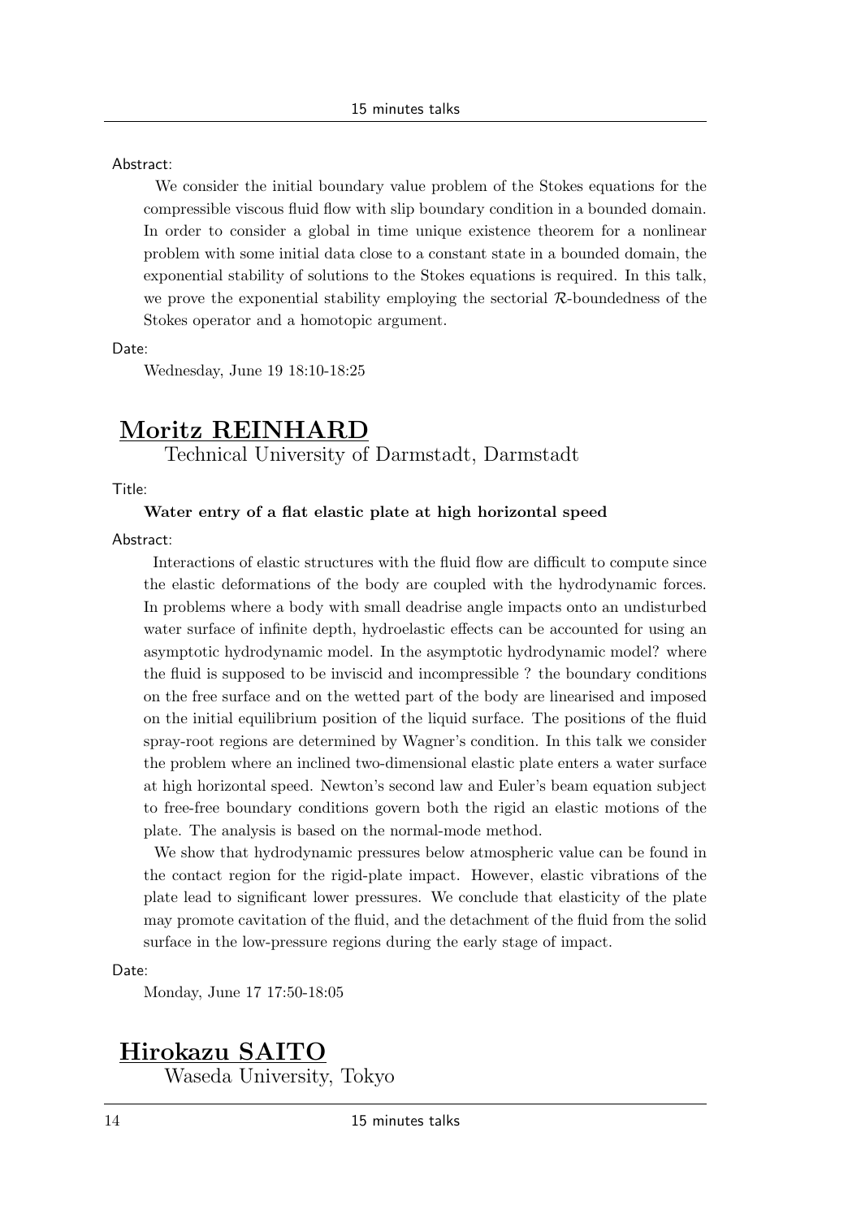Abstract:

We consider the initial boundary value problem of the Stokes equations for the compressible viscous fluid flow with slip boundary condition in a bounded domain. In order to consider a global in time unique existence theorem for a nonlinear problem with some initial data close to a constant state in a bounded domain, the exponential stability of solutions to the Stokes equations is required. In this talk, we prove the exponential stability employing the sectorial $\mathcal{R}$-boundedness of the Stokes operator and a homotopic argument.

Date:

Wednesday, June 19 18:10-18:25

## Moritz REINHARD

Technical University of Darmstadt, Darmstadt

Title:

**Water entry of a flat elastic plate at high horizontal speed**

Abstract:

Interactions of elastic structures with the fluid flow are difficult to compute since the elastic deformations of the body are coupled with the hydrodynamic forces. In problems where a body with small deadrise angle impacts onto an undisturbed water surface of infinite depth, hydroelastic effects can be accounted for using an asymptotic hydrodynamic model. In the asymptotic hydrodynamic model? where the fluid is supposed to be inviscid and incompressible ? the boundary conditions on the free surface and on the wetted part of the body are linearised and imposed on the initial equilibrium position of the liquid surface. The positions of the fluid spray-root regions are determined by Wagner's condition. In this talk we consider the problem where an inclined two-dimensional elastic plate enters a water surface at high horizontal speed. Newton's second law and Euler's beam equation subject to free-free boundary conditions govern both the rigid an elastic motions of the plate. The analysis is based on the normal-mode method.

We show that hydrodynamic pressures below atmospheric value can be found in the contact region for the rigid-plate impact. However, elastic vibrations of the plate lead to significant lower pressures. We conclude that elasticity of the plate may promote cavitation of the fluid, and the detachment of the fluid from the solid surface in the low-pressure regions during the early stage of impact.

Date:

Monday, June 17 17:50-18:05

## Hirokazu SAITO

Waseda University, Tokyo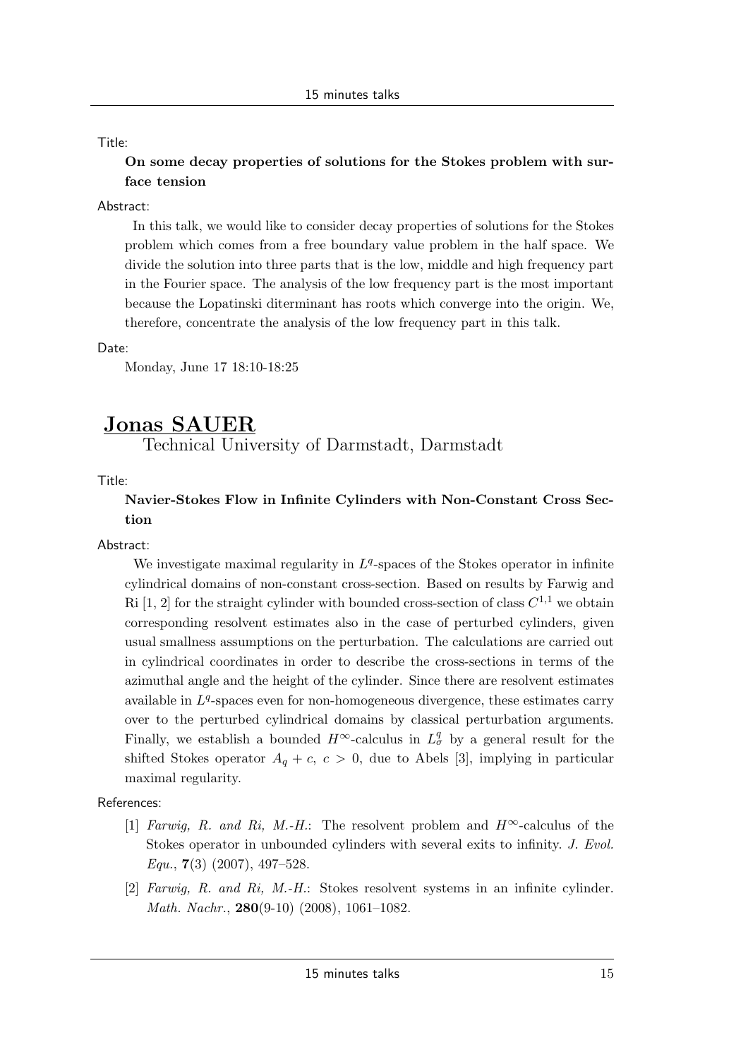Title:

**On some decay properties of solutions for the Stokes problem with surface tension**

Abstract:

In this talk, we would like to consider decay properties of solutions for the Stokes problem which comes from a free boundary value problem in the half space. We divide the solution into three parts that is the low, middle and high frequency part in the Fourier space. The analysis of the low frequency part is the most important because the Lopatinski diterminant has roots which converge into the origin. We, therefore, concentrate the analysis of the low frequency part in this talk.

Date:

Monday, June 17 18:10-18:25

## Jonas SAUER

Technical University of Darmstadt, Darmstadt

Title:

**Navier-Stokes Flow in Infinite Cylinders with Non-Constant Cross Section**

Abstract:

We investigate maximal regularity in $L^q$-spaces of the Stokes operator in infinite cylindrical domains of non-constant cross-section. Based on results by Farwig and Ri [1, 2] for the straight cylinder with bounded cross-section of class $C^{1,1}$ we obtain corresponding resolvent estimates also in the case of perturbed cylinders, given usual smallness assumptions on the perturbation. The calculations are carried out in cylindrical coordinates in order to describe the cross-sections in terms of the azimuthal angle and the height of the cylinder. Since there are resolvent estimates available in $L^q$-spaces even for non-homogeneous divergence, these estimates carry over to the perturbed cylindrical domains by classical perturbation arguments. Finally, we establish a bounded $H^\infty$-calculus in $L^q_\sigma$ by a general result for the shifted Stokes operator $A_q + c$, $c > 0$, due to Abels [3], implying in particular maximal regularity.

References:

[1] *Farwig, R. and Ri, M.-H.*: The resolvent problem and $H^\infty$-calculus of the Stokes operator in unbounded cylinders with several exits to infinity. *J. Evol. Equ.*, **7**(3) (2007), 497–528.

[2] *Farwig, R. and Ri, M.-H.*: Stokes resolvent systems in an infinite cylinder. *Math. Nachr.*, **280**(9-10) (2008), 1061–1082.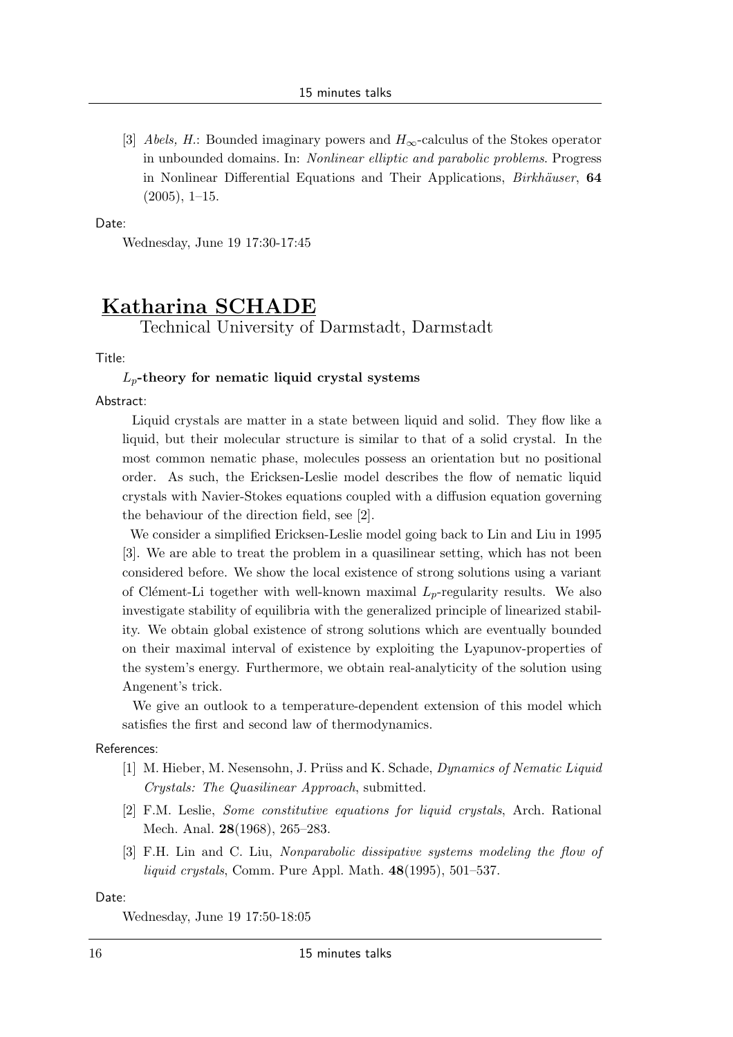[3] *Abels, H.*: Bounded imaginary powers and $H_\infty$-calculus of the Stokes operator in unbounded domains. In: *Nonlinear elliptic and parabolic problems*. Progress in Nonlinear Differential Equations and Their Applications, *Birkhäuser*, **64** (2005), 1–15.

Date:

Wednesday, June 19 17:30-17:45

## Katharina SCHADE

Technical University of Darmstadt, Darmstadt

Title:

**$L_p$-theory for nematic liquid crystal systems**

Abstract:

Liquid crystals are matter in a state between liquid and solid. They flow like a liquid, but their molecular structure is similar to that of a solid crystal. In the most common nematic phase, molecules possess an orientation but no positional order. As such, the Ericksen-Leslie model describes the flow of nematic liquid crystals with Navier-Stokes equations coupled with a diffusion equation governing the behaviour of the direction field, see [2].

We consider a simplified Ericksen-Leslie model going back to Lin and Liu in 1995 [3]. We are able to treat the problem in a quasilinear setting, which has not been considered before. We show the local existence of strong solutions using a variant of Clément-Li together with well-known maximal $L_p$-regularity results. We also investigate stability of equilibria with the generalized principle of linearized stability. We obtain global existence of strong solutions which are eventually bounded on their maximal interval of existence by exploiting the Lyapunov-properties of the system's energy. Furthermore, we obtain real-analyticity of the solution using Angenent's trick.

We give an outlook to a temperature-dependent extension of this model which satisfies the first and second law of thermodynamics.

References:

[1] M. Hieber, M. Nesensohn, J. Prüss and K. Schade, *Dynamics of Nematic Liquid Crystals: The Quasilinear Approach*, submitted.

[2] F.M. Leslie, *Some constitutive equations for liquid crystals*, Arch. Rational Mech. Anal. **28**(1968), 265–283.

[3] F.H. Lin and C. Liu, *Nonparabolic dissipative systems modeling the flow of liquid crystals*, Comm. Pure Appl. Math. **48**(1995), 501–537.

Date:

Wednesday, June 19 17:50-18:05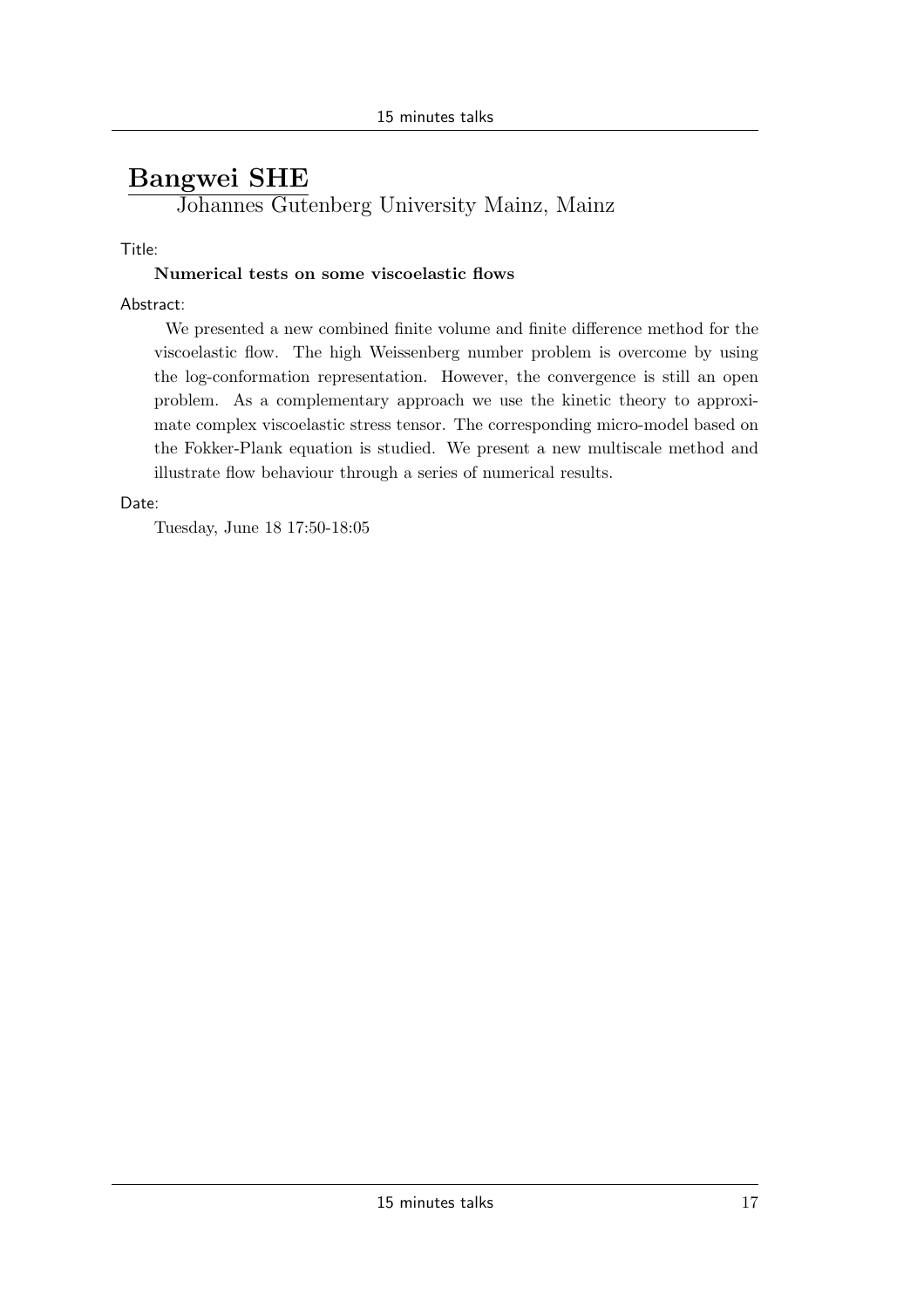## Bangwei SHE

Johannes Gutenberg University Mainz, Mainz

Title:

**Numerical tests on some viscoelastic flows**

Abstract:

We presented a new combined finite volume and finite difference method for the viscoelastic flow. The high Weissenberg number problem is overcome by using the log-conformation representation. However, the convergence is still an open problem. As a complementary approach we use the kinetic theory to approximate complex viscoelastic stress tensor. The corresponding micro-model based on the Fokker-Plank equation is studied. We present a new multiscale method and illustrate flow behaviour through a series of numerical results.

Date:

Tuesday, June 18 17:50-18:05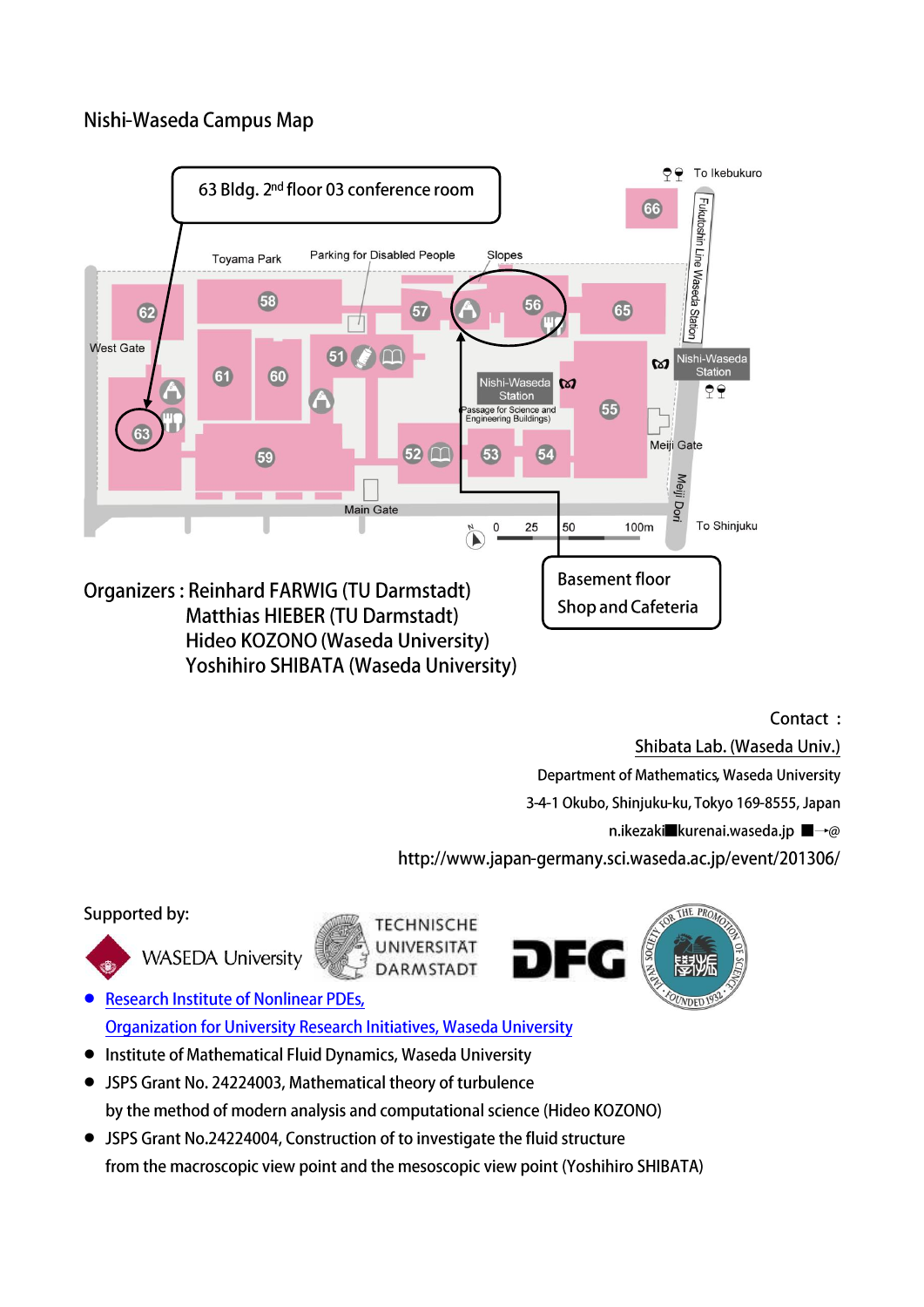## Nishi-Waseda Campus Map

63 Bldg. 2nd floor 03 conference room

To Ikebukuro

Toyama Park

Parking for Disabled People

Slopes

Fukutoshin Line Waseda Station

West Gate

Nishi-Waseda Station

Passage for Science and Engineering Buildings)

Meiji Gate

Main Gate

Meiji Dori

To Shinjuku

0 25 50 100m

Basement floor
Shop and Cafeteria

Organizers : Reinhard FARWIG (TU Darmstadt)
Matthias HIEBER (TU Darmstadt)
Hideo KOZONO (Waseda University)
Yoshihiro SHIBATA (Waseda University)

Contact :
Shibata Lab. (Waseda Univ.)
Department of Mathematics, Waseda University
3-4-1 Okubo, Shinjuku-ku, Tokyo 169-8555, Japan
n.ikezaki■kurenai.waseda.jp ■→@
http://www.japan-germany.sci.waseda.ac.jp/event/201306/

Supported by:

WASEDA University

TECHNISCHE UNIVERSITÄT DARMSTADT

DFG

- Research Institute of Nonlinear PDEs,
  Organization for University Research Initiatives, Waseda University
- Institute of Mathematical Fluid Dynamics, Waseda University
- JSPS Grant No. 24224003, Mathematical theory of turbulence
  by the method of modern analysis and computational science (Hideo KOZONO)
- JSPS Grant No.24224004, Construction of to investigate the fluid structure
  from the macroscopic view point and the mesoscopic view point (Yoshihiro SHIBATA)